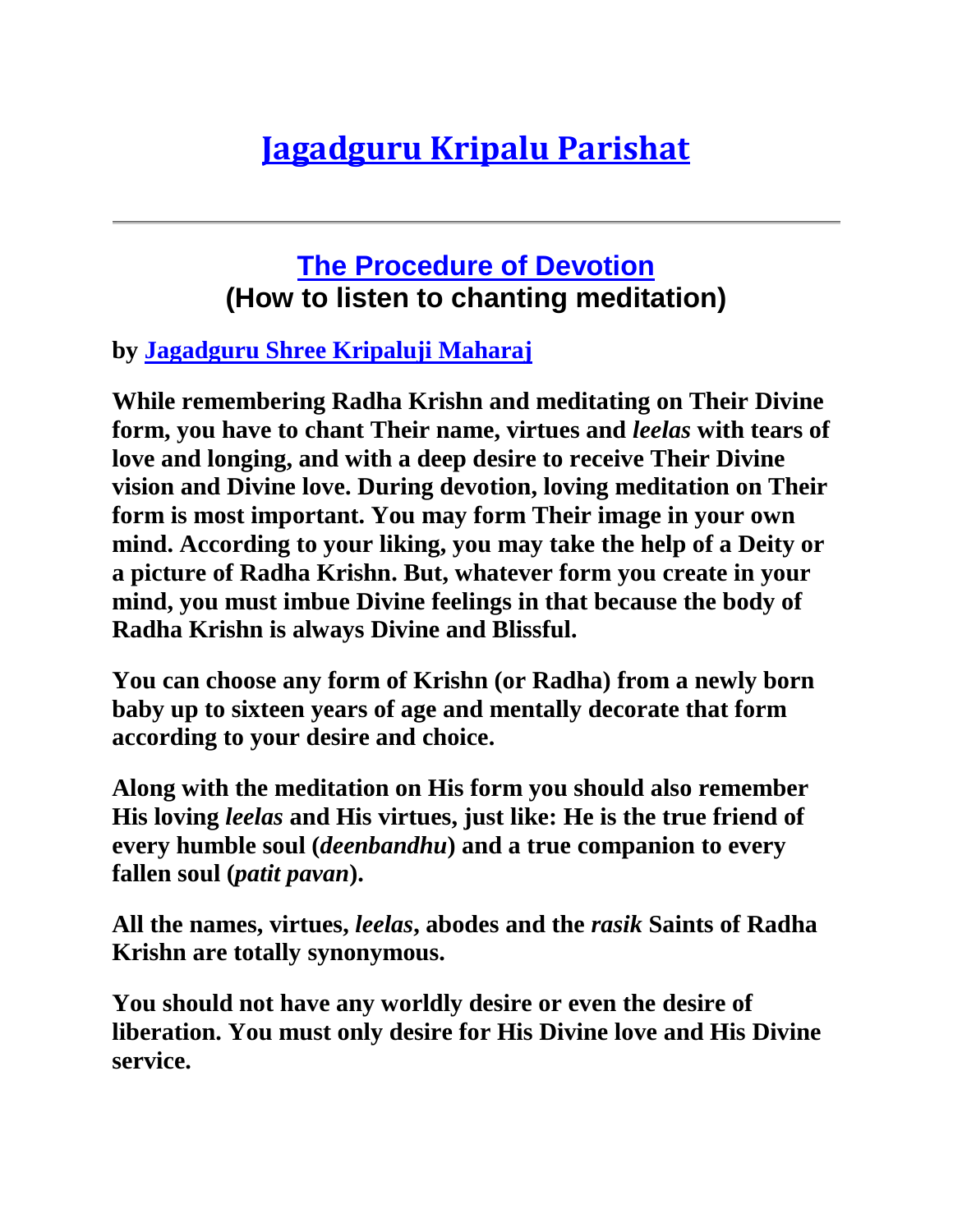# [Jagadguru Kripalu Parishat]

---

## [The Procedure of Devotion]
## (How to listen to chanting meditation)

**by [Jagadguru Shree Kripaluji Maharaj]**

**While remembering Radha Krishn and meditating on Their Divine form, you have to chant Their name, virtues and *leelas* with tears of love and longing, and with a deep desire to receive Their Divine vision and Divine love. During devotion, loving meditation on Their form is most important. You may form Their image in your own mind. According to your liking, you may take the help of a Deity or a picture of Radha Krishn. But, whatever form you create in your mind, you must imbue Divine feelings in that because the body of Radha Krishn is always Divine and Blissful.**

**You can choose any form of Krishn (or Radha) from a newly born baby up to sixteen years of age and mentally decorate that form according to your desire and choice.**

**Along with the meditation on His form you should also remember His loving *leelas* and His virtues, just like: He is the true friend of every humble soul (*deenbandhu*) and a true companion to every fallen soul (*patit pavan*).**

**All the names, virtues, *leelas*, abodes and the *rasik* Saints of Radha Krishn are totally synonymous.**

**You should not have any worldly desire or even the desire of liberation. You must only desire for His Divine love and His Divine service.**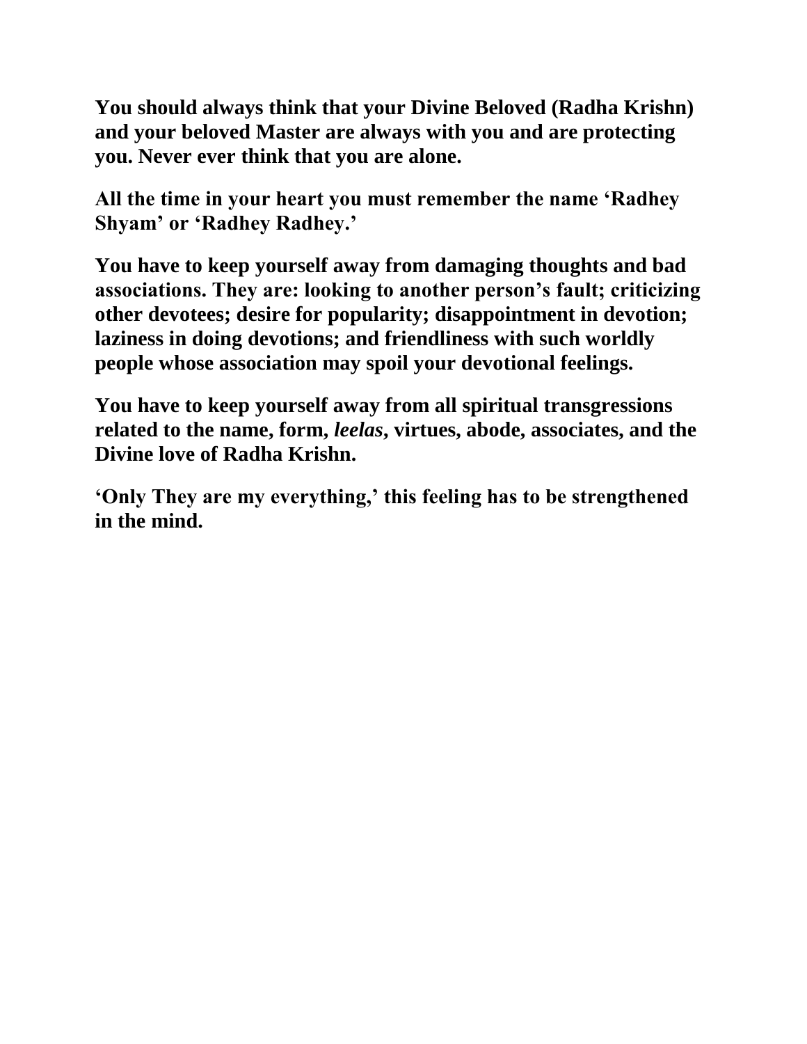**You should always think that your Divine Beloved (Radha Krishn) and your beloved Master are always with you and are protecting you. Never ever think that you are alone.**

**All the time in your heart you must remember the name 'Radhey Shyam' or 'Radhey Radhey.'**

**You have to keep yourself away from damaging thoughts and bad associations. They are: looking to another person's fault; criticizing other devotees; desire for popularity; disappointment in devotion; laziness in doing devotions; and friendliness with such worldly people whose association may spoil your devotional feelings.**

**You have to keep yourself away from all spiritual transgressions related to the name, form, *leelas*, virtues, abode, associates, and the Divine love of Radha Krishn.**

**'Only They are my everything,' this feeling has to be strengthened in the mind.**